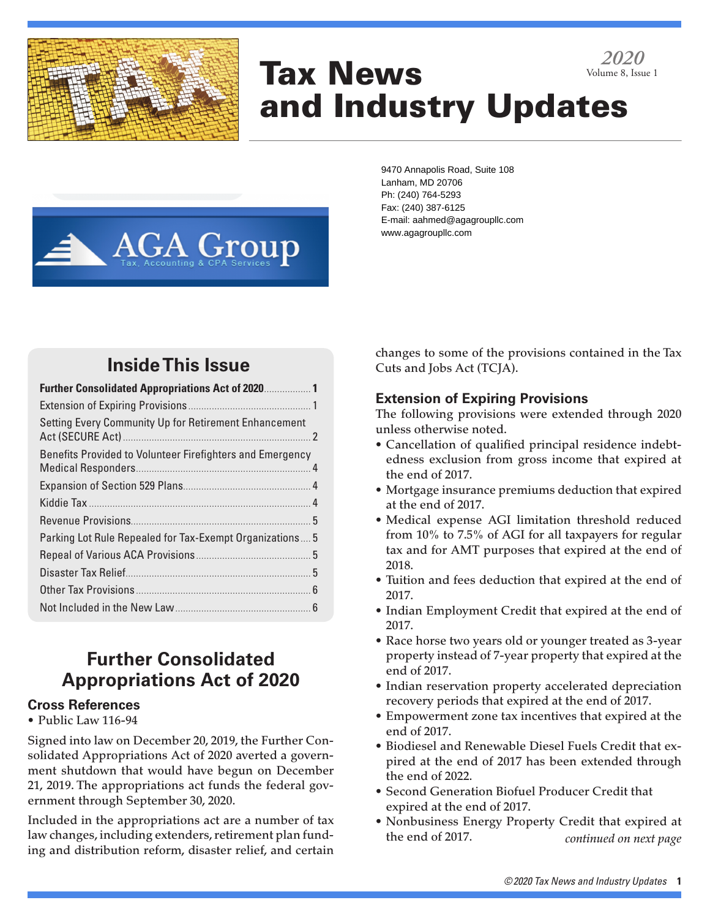# Tax News and Industry Updates

2020
Volume 8, Issue 1

9470 Annapolis Road, Suite 108
Lanham, MD 20706
Ph: (240) 764-5293
Fax: (240) 387-6125
E-mail: aahmed@agagroupllc.com
www.agagroupllc.com

## Inside This Issue

- **Further Consolidated Appropriations Act of 2020** .... 1
- Extension of Expiring Provisions .... 1
- Setting Every Community Up for Retirement Enhancement Act (SECURE Act) .... 2
- Benefits Provided to Volunteer Firefighters and Emergency Medical Responders .... 4
- Expansion of Section 529 Plans .... 4
- Kiddie Tax .... 4
- Revenue Provisions .... 5
- Parking Lot Rule Repealed for Tax-Exempt Organizations .... 5
- Repeal of Various ACA Provisions .... 5
- Disaster Tax Relief .... 5
- Other Tax Provisions .... 6
- Not Included in the New Law .... 6

## Further Consolidated Appropriations Act of 2020

### Cross References

- Public Law 116-94

Signed into law on December 20, 2019, the Further Consolidated Appropriations Act of 2020 averted a government shutdown that would have begun on December 21, 2019. The appropriations act funds the federal government through September 30, 2020.

Included in the appropriations act are a number of tax law changes, including extenders, retirement plan funding and distribution reform, disaster relief, and certain changes to some of the provisions contained in the Tax Cuts and Jobs Act (TCJA).

### Extension of Expiring Provisions

The following provisions were extended through 2020 unless otherwise noted.

- Cancellation of qualified principal residence indebtedness exclusion from gross income that expired at the end of 2017.
- Mortgage insurance premiums deduction that expired at the end of 2017.
- Medical expense AGI limitation threshold reduced from 10% to 7.5% of AGI for all taxpayers for regular tax and for AMT purposes that expired at the end of 2018.
- Tuition and fees deduction that expired at the end of 2017.
- Indian Employment Credit that expired at the end of 2017.
- Race horse two years old or younger treated as 3-year property instead of 7-year property that expired at the end of 2017.
- Indian reservation property accelerated depreciation recovery periods that expired at the end of 2017.
- Empowerment zone tax incentives that expired at the end of 2017.
- Biodiesel and Renewable Diesel Fuels Credit that expired at the end of 2017 has been extended through the end of 2022.
- Second Generation Biofuel Producer Credit that expired at the end of 2017.
- Nonbusiness Energy Property Credit that expired at the end of 2017.

*continued on next page*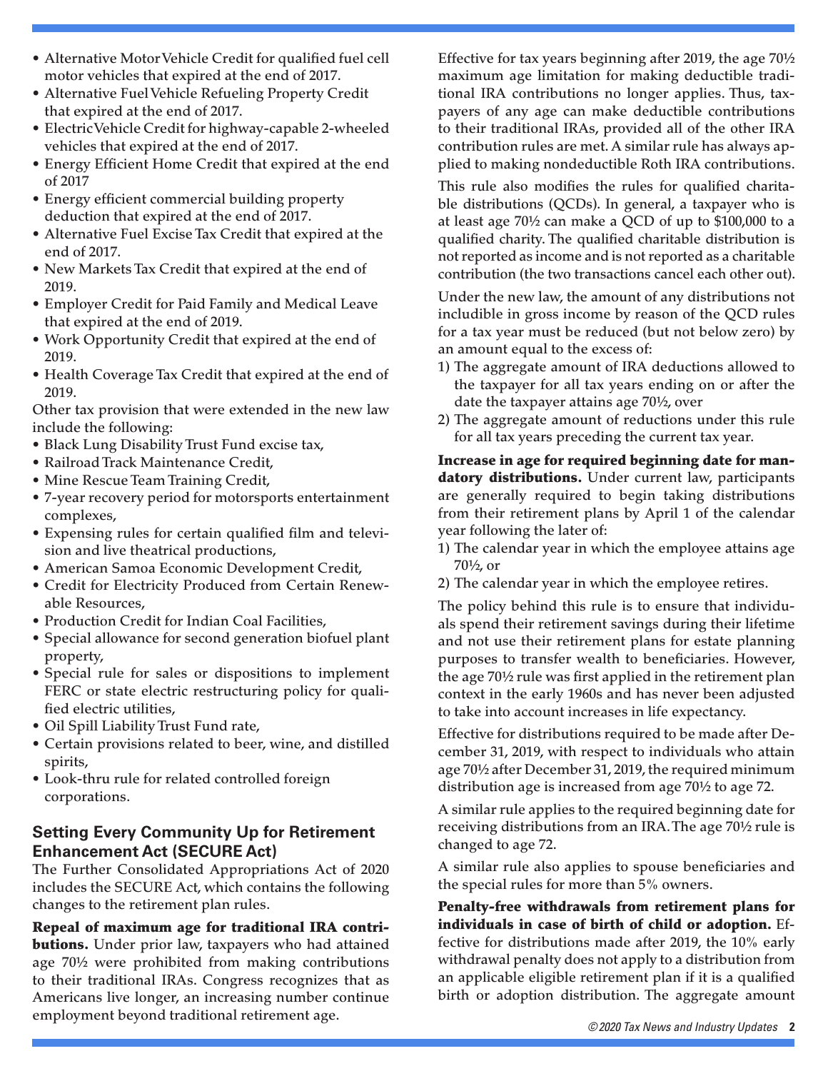- Alternative Motor Vehicle Credit for qualified fuel cell motor vehicles that expired at the end of 2017.
- Alternative Fuel Vehicle Refueling Property Credit that expired at the end of 2017.
- Electric Vehicle Credit for highway-capable 2-wheeled vehicles that expired at the end of 2017.
- Energy Efficient Home Credit that expired at the end of 2017
- Energy efficient commercial building property deduction that expired at the end of 2017.
- Alternative Fuel Excise Tax Credit that expired at the end of 2017.
- New Markets Tax Credit that expired at the end of 2019.
- Employer Credit for Paid Family and Medical Leave that expired at the end of 2019.
- Work Opportunity Credit that expired at the end of 2019.
- Health Coverage Tax Credit that expired at the end of 2019.

Other tax provision that were extended in the new law include the following:

- Black Lung Disability Trust Fund excise tax,
- Railroad Track Maintenance Credit,
- Mine Rescue Team Training Credit,
- 7-year recovery period for motorsports entertainment complexes,
- Expensing rules for certain qualified film and television and live theatrical productions,
- American Samoa Economic Development Credit,
- Credit for Electricity Produced from Certain Renewable Resources,
- Production Credit for Indian Coal Facilities,
- Special allowance for second generation biofuel plant property,
- Special rule for sales or dispositions to implement FERC or state electric restructuring policy for qualified electric utilities,
- Oil Spill Liability Trust Fund rate,
- Certain provisions related to beer, wine, and distilled spirits,
- Look-thru rule for related controlled foreign corporations.

## Setting Every Community Up for Retirement Enhancement Act (SECURE Act)

The Further Consolidated Appropriations Act of 2020 includes the SECURE Act, which contains the following changes to the retirement plan rules.

**Repeal of maximum age for traditional IRA contributions.** Under prior law, taxpayers who had attained age 70½ were prohibited from making contributions to their traditional IRAs. Congress recognizes that as Americans live longer, an increasing number continue employment beyond traditional retirement age.

Effective for tax years beginning after 2019, the age 70½ maximum age limitation for making deductible traditional IRA contributions no longer applies. Thus, taxpayers of any age can make deductible contributions to their traditional IRAs, provided all of the other IRA contribution rules are met. A similar rule has always applied to making nondeductible Roth IRA contributions.

This rule also modifies the rules for qualified charitable distributions (QCDs). In general, a taxpayer who is at least age 70½ can make a QCD of up to $100,000 to a qualified charity. The qualified charitable distribution is not reported as income and is not reported as a charitable contribution (the two transactions cancel each other out).

Under the new law, the amount of any distributions not includible in gross income by reason of the QCD rules for a tax year must be reduced (but not below zero) by an amount equal to the excess of:

1) The aggregate amount of IRA deductions allowed to the taxpayer for all tax years ending on or after the date the taxpayer attains age 70½, over
2) The aggregate amount of reductions under this rule for all tax years preceding the current tax year.

**Increase in age for required beginning date for mandatory distributions.** Under current law, participants are generally required to begin taking distributions from their retirement plans by April 1 of the calendar year following the later of:

1) The calendar year in which the employee attains age 70½, or
2) The calendar year in which the employee retires.

The policy behind this rule is to ensure that individuals spend their retirement savings during their lifetime and not use their retirement plans for estate planning purposes to transfer wealth to beneficiaries. However, the age 70½ rule was first applied in the retirement plan context in the early 1960s and has never been adjusted to take into account increases in life expectancy.

Effective for distributions required to be made after December 31, 2019, with respect to individuals who attain age 70½ after December 31, 2019, the required minimum distribution age is increased from age 70½ to age 72.

A similar rule applies to the required beginning date for receiving distributions from an IRA. The age 70½ rule is changed to age 72.

A similar rule also applies to spouse beneficiaries and the special rules for more than 5% owners.

**Penalty-free withdrawals from retirement plans for individuals in case of birth of child or adoption.** Effective for distributions made after 2019, the 10% early withdrawal penalty does not apply to a distribution from an applicable eligible retirement plan if it is a qualified birth or adoption distribution. The aggregate amount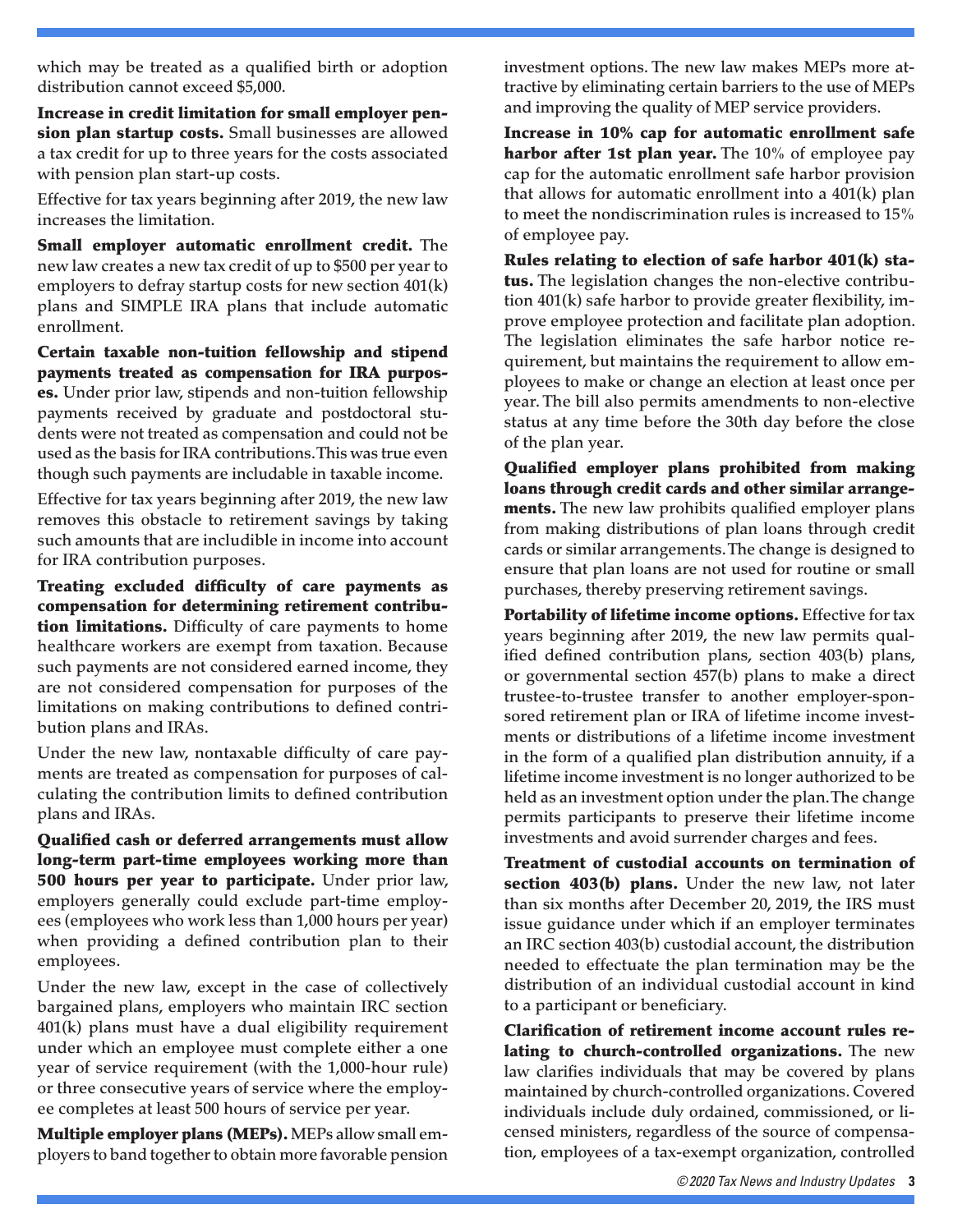which may be treated as a qualified birth or adoption distribution cannot exceed $5,000.

**Increase in credit limitation for small employer pension plan startup costs.** Small businesses are allowed a tax credit for up to three years for the costs associated with pension plan start-up costs.

Effective for tax years beginning after 2019, the new law increases the limitation.

**Small employer automatic enrollment credit.** The new law creates a new tax credit of up to $500 per year to employers to defray startup costs for new section 401(k) plans and SIMPLE IRA plans that include automatic enrollment.

**Certain taxable non-tuition fellowship and stipend payments treated as compensation for IRA purposes.** Under prior law, stipends and non-tuition fellowship payments received by graduate and postdoctoral students were not treated as compensation and could not be used as the basis for IRA contributions. This was true even though such payments are includable in taxable income.

Effective for tax years beginning after 2019, the new law removes this obstacle to retirement savings by taking such amounts that are includible in income into account for IRA contribution purposes.

**Treating excluded difficulty of care payments as compensation for determining retirement contribution limitations.** Difficulty of care payments to home healthcare workers are exempt from taxation. Because such payments are not considered earned income, they are not considered compensation for purposes of the limitations on making contributions to defined contribution plans and IRAs.

Under the new law, nontaxable difficulty of care payments are treated as compensation for purposes of calculating the contribution limits to defined contribution plans and IRAs.

**Qualified cash or deferred arrangements must allow long-term part-time employees working more than 500 hours per year to participate.** Under prior law, employers generally could exclude part-time employees (employees who work less than 1,000 hours per year) when providing a defined contribution plan to their employees.

Under the new law, except in the case of collectively bargained plans, employers who maintain IRC section 401(k) plans must have a dual eligibility requirement under which an employee must complete either a one year of service requirement (with the 1,000-hour rule) or three consecutive years of service where the employee completes at least 500 hours of service per year.

**Multiple employer plans (MEPs).** MEPs allow small employers to band together to obtain more favorable pension investment options. The new law makes MEPs more attractive by eliminating certain barriers to the use of MEPs and improving the quality of MEP service providers.

**Increase in 10% cap for automatic enrollment safe harbor after 1st plan year.** The 10% of employee pay cap for the automatic enrollment safe harbor provision that allows for automatic enrollment into a 401(k) plan to meet the nondiscrimination rules is increased to 15% of employee pay.

**Rules relating to election of safe harbor 401(k) status.** The legislation changes the non-elective contribution 401(k) safe harbor to provide greater flexibility, improve employee protection and facilitate plan adoption. The legislation eliminates the safe harbor notice requirement, but maintains the requirement to allow employees to make or change an election at least once per year. The bill also permits amendments to non-elective status at any time before the 30th day before the close of the plan year.

**Qualified employer plans prohibited from making loans through credit cards and other similar arrangements.** The new law prohibits qualified employer plans from making distributions of plan loans through credit cards or similar arrangements. The change is designed to ensure that plan loans are not used for routine or small purchases, thereby preserving retirement savings.

**Portability of lifetime income options.** Effective for tax years beginning after 2019, the new law permits qualified defined contribution plans, section 403(b) plans, or governmental section 457(b) plans to make a direct trustee-to-trustee transfer to another employer-sponsored retirement plan or IRA of lifetime income investments or distributions of a lifetime income investment in the form of a qualified plan distribution annuity, if a lifetime income investment is no longer authorized to be held as an investment option under the plan. The change permits participants to preserve their lifetime income investments and avoid surrender charges and fees.

**Treatment of custodial accounts on termination of section 403(b) plans.** Under the new law, not later than six months after December 20, 2019, the IRS must issue guidance under which if an employer terminates an IRC section 403(b) custodial account, the distribution needed to effectuate the plan termination may be the distribution of an individual custodial account in kind to a participant or beneficiary.

**Clarification of retirement income account rules relating to church-controlled organizations.** The new law clarifies individuals that may be covered by plans maintained by church-controlled organizations. Covered individuals include duly ordained, commissioned, or licensed ministers, regardless of the source of compensation, employees of a tax-exempt organization, controlled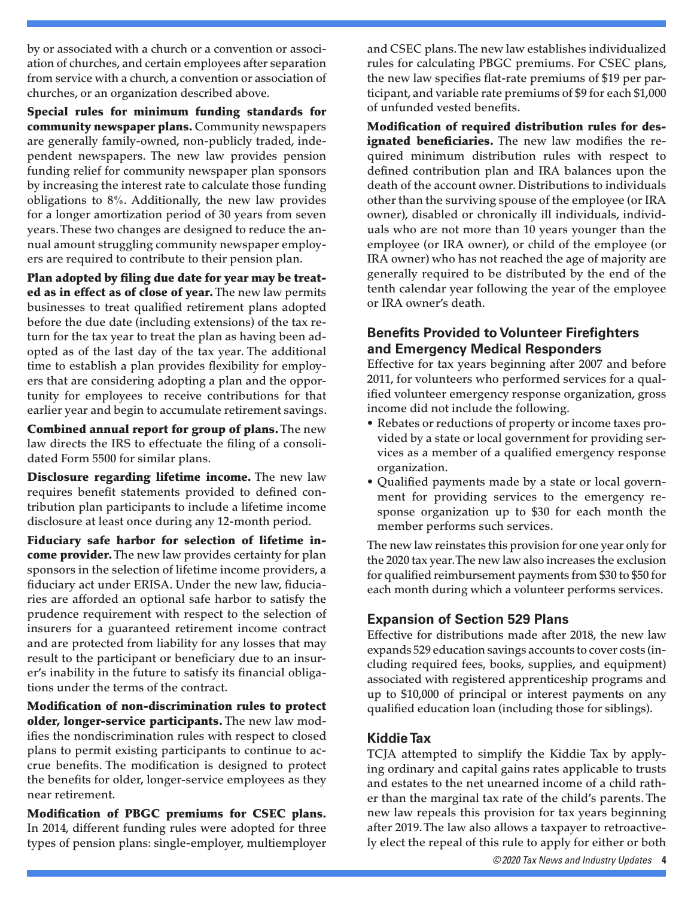by or associated with a church or a convention or association of churches, and certain employees after separation from service with a church, a convention or association of churches, or an organization described above.

**Special rules for minimum funding standards for community newspaper plans.** Community newspapers are generally family-owned, non-publicly traded, independent newspapers. The new law provides pension funding relief for community newspaper plan sponsors by increasing the interest rate to calculate those funding obligations to 8%. Additionally, the new law provides for a longer amortization period of 30 years from seven years. These two changes are designed to reduce the annual amount struggling community newspaper employers are required to contribute to their pension plan.

**Plan adopted by filing due date for year may be treated as in effect as of close of year.** The new law permits businesses to treat qualified retirement plans adopted before the due date (including extensions) of the tax return for the tax year to treat the plan as having been adopted as of the last day of the tax year. The additional time to establish a plan provides flexibility for employers that are considering adopting a plan and the opportunity for employees to receive contributions for that earlier year and begin to accumulate retirement savings.

**Combined annual report for group of plans.** The new law directs the IRS to effectuate the filing of a consolidated Form 5500 for similar plans.

**Disclosure regarding lifetime income.** The new law requires benefit statements provided to defined contribution plan participants to include a lifetime income disclosure at least once during any 12-month period.

**Fiduciary safe harbor for selection of lifetime income provider.** The new law provides certainty for plan sponsors in the selection of lifetime income providers, a fiduciary act under ERISA. Under the new law, fiduciaries are afforded an optional safe harbor to satisfy the prudence requirement with respect to the selection of insurers for a guaranteed retirement income contract and are protected from liability for any losses that may result to the participant or beneficiary due to an insurer's inability in the future to satisfy its financial obligations under the terms of the contract.

**Modification of non-discrimination rules to protect older, longer-service participants.** The new law modifies the nondiscrimination rules with respect to closed plans to permit existing participants to continue to accrue benefits. The modification is designed to protect the benefits for older, longer-service employees as they near retirement.

**Modification of PBGC premiums for CSEC plans.** In 2014, different funding rules were adopted for three types of pension plans: single-employer, multiemployer and CSEC plans. The new law establishes individualized rules for calculating PBGC premiums. For CSEC plans, the new law specifies flat-rate premiums of $19 per participant, and variable rate premiums of $9 for each $1,000 of unfunded vested benefits.

**Modification of required distribution rules for designated beneficiaries.** The new law modifies the required minimum distribution rules with respect to defined contribution plan and IRA balances upon the death of the account owner. Distributions to individuals other than the surviving spouse of the employee (or IRA owner), disabled or chronically ill individuals, individuals who are not more than 10 years younger than the employee (or IRA owner), or child of the employee (or IRA owner) who has not reached the age of majority are generally required to be distributed by the end of the tenth calendar year following the year of the employee or IRA owner's death.

## Benefits Provided to Volunteer Firefighters and Emergency Medical Responders

Effective for tax years beginning after 2007 and before 2011, for volunteers who performed services for a qualified volunteer emergency response organization, gross income did not include the following.

- Rebates or reductions of property or income taxes provided by a state or local government for providing services as a member of a qualified emergency response organization.
- Qualified payments made by a state or local government for providing services to the emergency response organization up to $30 for each month the member performs such services.

The new law reinstates this provision for one year only for the 2020 tax year. The new law also increases the exclusion for qualified reimbursement payments from $30 to $50 for each month during which a volunteer performs services.

## Expansion of Section 529 Plans

Effective for distributions made after 2018, the new law expands 529 education savings accounts to cover costs (including required fees, books, supplies, and equipment) associated with registered apprenticeship programs and up to $10,000 of principal or interest payments on any qualified education loan (including those for siblings).

## Kiddie Tax

TCJA attempted to simplify the Kiddie Tax by applying ordinary and capital gains rates applicable to trusts and estates to the net unearned income of a child rather than the marginal tax rate of the child's parents. The new law repeals this provision for tax years beginning after 2019. The law also allows a taxpayer to retroactively elect the repeal of this rule to apply for either or both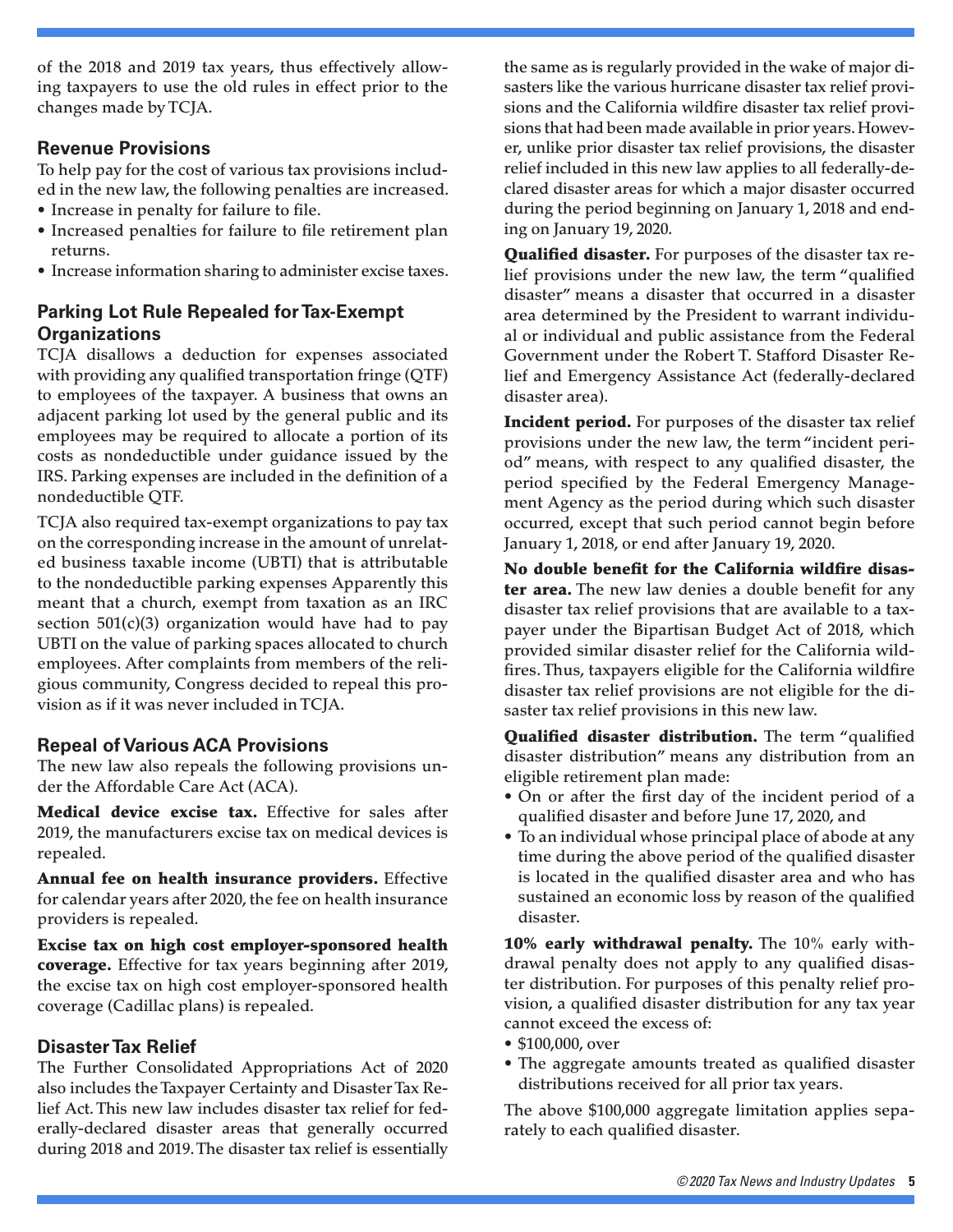of the 2018 and 2019 tax years, thus effectively allowing taxpayers to use the old rules in effect prior to the changes made by TCJA.

### Revenue Provisions

To help pay for the cost of various tax provisions included in the new law, the following penalties are increased.

- Increase in penalty for failure to file.
- Increased penalties for failure to file retirement plan returns.
- Increase information sharing to administer excise taxes.

### Parking Lot Rule Repealed for Tax-Exempt Organizations

TCJA disallows a deduction for expenses associated with providing any qualified transportation fringe (QTF) to employees of the taxpayer. A business that owns an adjacent parking lot used by the general public and its employees may be required to allocate a portion of its costs as nondeductible under guidance issued by the IRS. Parking expenses are included in the definition of a nondeductible QTF.

TCJA also required tax-exempt organizations to pay tax on the corresponding increase in the amount of unrelated business taxable income (UBTI) that is attributable to the nondeductible parking expenses Apparently this meant that a church, exempt from taxation as an IRC section 501(c)(3) organization would have had to pay UBTI on the value of parking spaces allocated to church employees. After complaints from members of the religious community, Congress decided to repeal this provision as if it was never included in TCJA.

### Repeal of Various ACA Provisions

The new law also repeals the following provisions under the Affordable Care Act (ACA).

**Medical device excise tax.** Effective for sales after 2019, the manufacturers excise tax on medical devices is repealed.

**Annual fee on health insurance providers.** Effective for calendar years after 2020, the fee on health insurance providers is repealed.

**Excise tax on high cost employer-sponsored health coverage.** Effective for tax years beginning after 2019, the excise tax on high cost employer-sponsored health coverage (Cadillac plans) is repealed.

### Disaster Tax Relief

The Further Consolidated Appropriations Act of 2020 also includes the Taxpayer Certainty and Disaster Tax Relief Act. This new law includes disaster tax relief for federally-declared disaster areas that generally occurred during 2018 and 2019. The disaster tax relief is essentially the same as is regularly provided in the wake of major disasters like the various hurricane disaster tax relief provisions and the California wildfire disaster tax relief provisions that had been made available in prior years. However, unlike prior disaster tax relief provisions, the disaster relief included in this new law applies to all federally-declared disaster areas for which a major disaster occurred during the period beginning on January 1, 2018 and ending on January 19, 2020.

**Qualified disaster.** For purposes of the disaster tax relief provisions under the new law, the term "qualified disaster" means a disaster that occurred in a disaster area determined by the President to warrant individual or individual and public assistance from the Federal Government under the Robert T. Stafford Disaster Relief and Emergency Assistance Act (federally-declared disaster area).

**Incident period.** For purposes of the disaster tax relief provisions under the new law, the term "incident period" means, with respect to any qualified disaster, the period specified by the Federal Emergency Management Agency as the period during which such disaster occurred, except that such period cannot begin before January 1, 2018, or end after January 19, 2020.

**No double benefit for the California wildfire disaster area.** The new law denies a double benefit for any disaster tax relief provisions that are available to a taxpayer under the Bipartisan Budget Act of 2018, which provided similar disaster relief for the California wildfires. Thus, taxpayers eligible for the California wildfire disaster tax relief provisions are not eligible for the disaster tax relief provisions in this new law.

**Qualified disaster distribution.** The term "qualified disaster distribution" means any distribution from an eligible retirement plan made:

- On or after the first day of the incident period of a qualified disaster and before June 17, 2020, and
- To an individual whose principal place of abode at any time during the above period of the qualified disaster is located in the qualified disaster area and who has sustained an economic loss by reason of the qualified disaster.

**10% early withdrawal penalty.** The 10% early withdrawal penalty does not apply to any qualified disaster distribution. For purposes of this penalty relief provision, a qualified disaster distribution for any tax year cannot exceed the excess of:

- $100,000, over
- The aggregate amounts treated as qualified disaster distributions received for all prior tax years.

The above $100,000 aggregate limitation applies separately to each qualified disaster.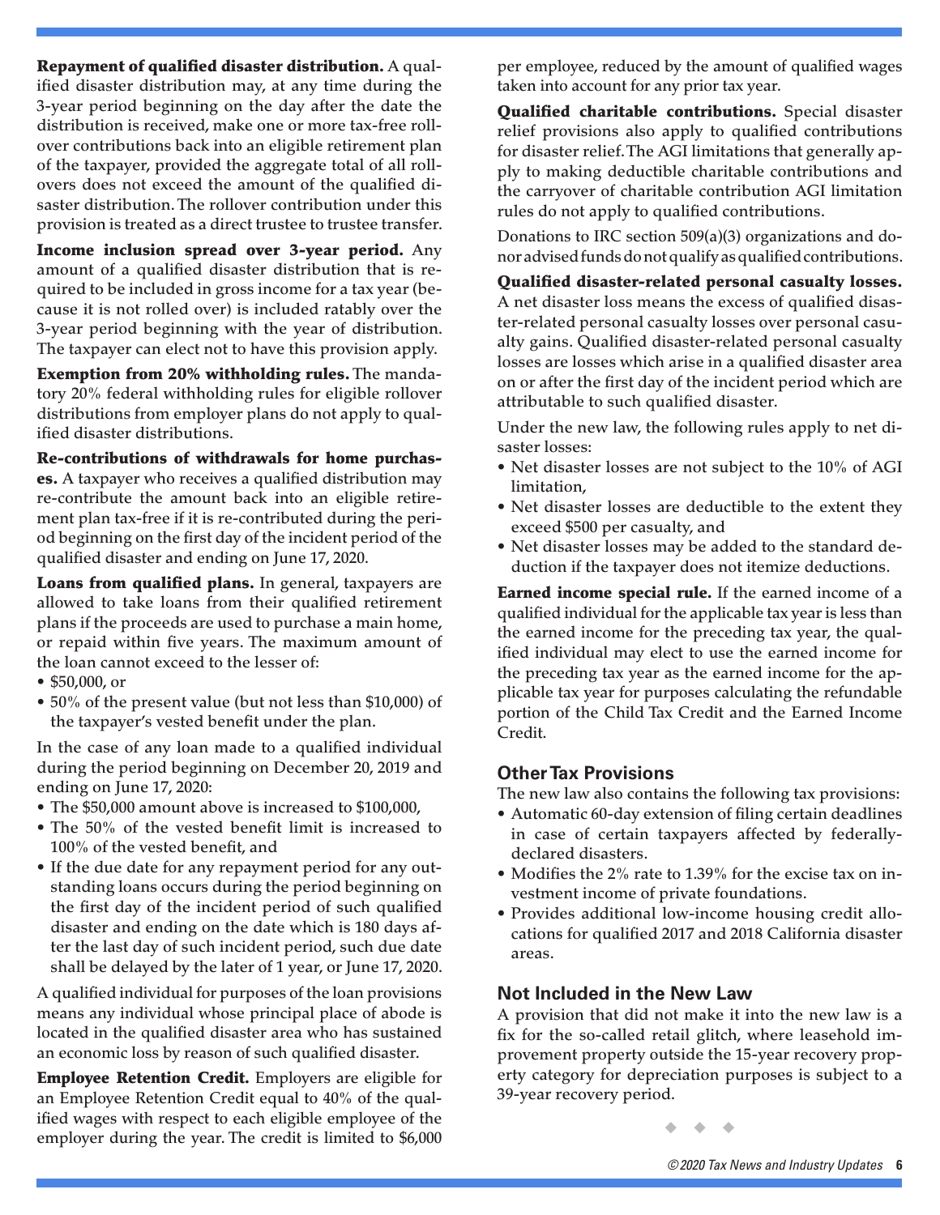**Repayment of qualified disaster distribution.** A qualified disaster distribution may, at any time during the 3-year period beginning on the day after the date the distribution is received, make one or more tax-free rollover contributions back into an eligible retirement plan of the taxpayer, provided the aggregate total of all rollovers does not exceed the amount of the qualified disaster distribution. The rollover contribution under this provision is treated as a direct trustee to trustee transfer.

**Income inclusion spread over 3-year period.** Any amount of a qualified disaster distribution that is required to be included in gross income for a tax year (because it is not rolled over) is included ratably over the 3-year period beginning with the year of distribution. The taxpayer can elect not to have this provision apply.

**Exemption from 20% withholding rules.** The mandatory 20% federal withholding rules for eligible rollover distributions from employer plans do not apply to qualified disaster distributions.

**Re-contributions of withdrawals for home purchases.** A taxpayer who receives a qualified distribution may re-contribute the amount back into an eligible retirement plan tax-free if it is re-contributed during the period beginning on the first day of the incident period of the qualified disaster and ending on June 17, 2020.

**Loans from qualified plans.** In general, taxpayers are allowed to take loans from their qualified retirement plans if the proceeds are used to purchase a main home, or repaid within five years. The maximum amount of the loan cannot exceed to the lesser of:

- $50,000, or
- 50% of the present value (but not less than $10,000) of the taxpayer's vested benefit under the plan.

In the case of any loan made to a qualified individual during the period beginning on December 20, 2019 and ending on June 17, 2020:

- The $50,000 amount above is increased to $100,000,
- The 50% of the vested benefit limit is increased to 100% of the vested benefit, and
- If the due date for any repayment period for any outstanding loans occurs during the period beginning on the first day of the incident period of such qualified disaster and ending on the date which is 180 days after the last day of such incident period, such due date shall be delayed by the later of 1 year, or June 17, 2020.

A qualified individual for purposes of the loan provisions means any individual whose principal place of abode is located in the qualified disaster area who has sustained an economic loss by reason of such qualified disaster.

**Employee Retention Credit.** Employers are eligible for an Employee Retention Credit equal to 40% of the qualified wages with respect to each eligible employee of the employer during the year. The credit is limited to $6,000 per employee, reduced by the amount of qualified wages taken into account for any prior tax year.

**Qualified charitable contributions.** Special disaster relief provisions also apply to qualified contributions for disaster relief. The AGI limitations that generally apply to making deductible charitable contributions and the carryover of charitable contribution AGI limitation rules do not apply to qualified contributions.

Donations to IRC section 509(a)(3) organizations and donor advised funds do not qualify as qualified contributions.

**Qualified disaster-related personal casualty losses.** A net disaster loss means the excess of qualified disaster-related personal casualty losses over personal casualty gains. Qualified disaster-related personal casualty losses are losses which arise in a qualified disaster area on or after the first day of the incident period which are attributable to such qualified disaster.

Under the new law, the following rules apply to net disaster losses:

- Net disaster losses are not subject to the 10% of AGI limitation,
- Net disaster losses are deductible to the extent they exceed $500 per casualty, and
- Net disaster losses may be added to the standard deduction if the taxpayer does not itemize deductions.

**Earned income special rule.** If the earned income of a qualified individual for the applicable tax year is less than the earned income for the preceding tax year, the qualified individual may elect to use the earned income for the preceding tax year as the earned income for the applicable tax year for purposes calculating the refundable portion of the Child Tax Credit and the Earned Income Credit.

## Other Tax Provisions

The new law also contains the following tax provisions:

- Automatic 60-day extension of filing certain deadlines in case of certain taxpayers affected by federally-declared disasters.
- Modifies the 2% rate to 1.39% for the excise tax on investment income of private foundations.
- Provides additional low-income housing credit allocations for qualified 2017 and 2018 California disaster areas.

## Not Included in the New Law

A provision that did not make it into the new law is a fix for the so-called retail glitch, where leasehold improvement property outside the 15-year recovery property category for depreciation purposes is subject to a 39-year recovery period.

◆ ◆ ◆